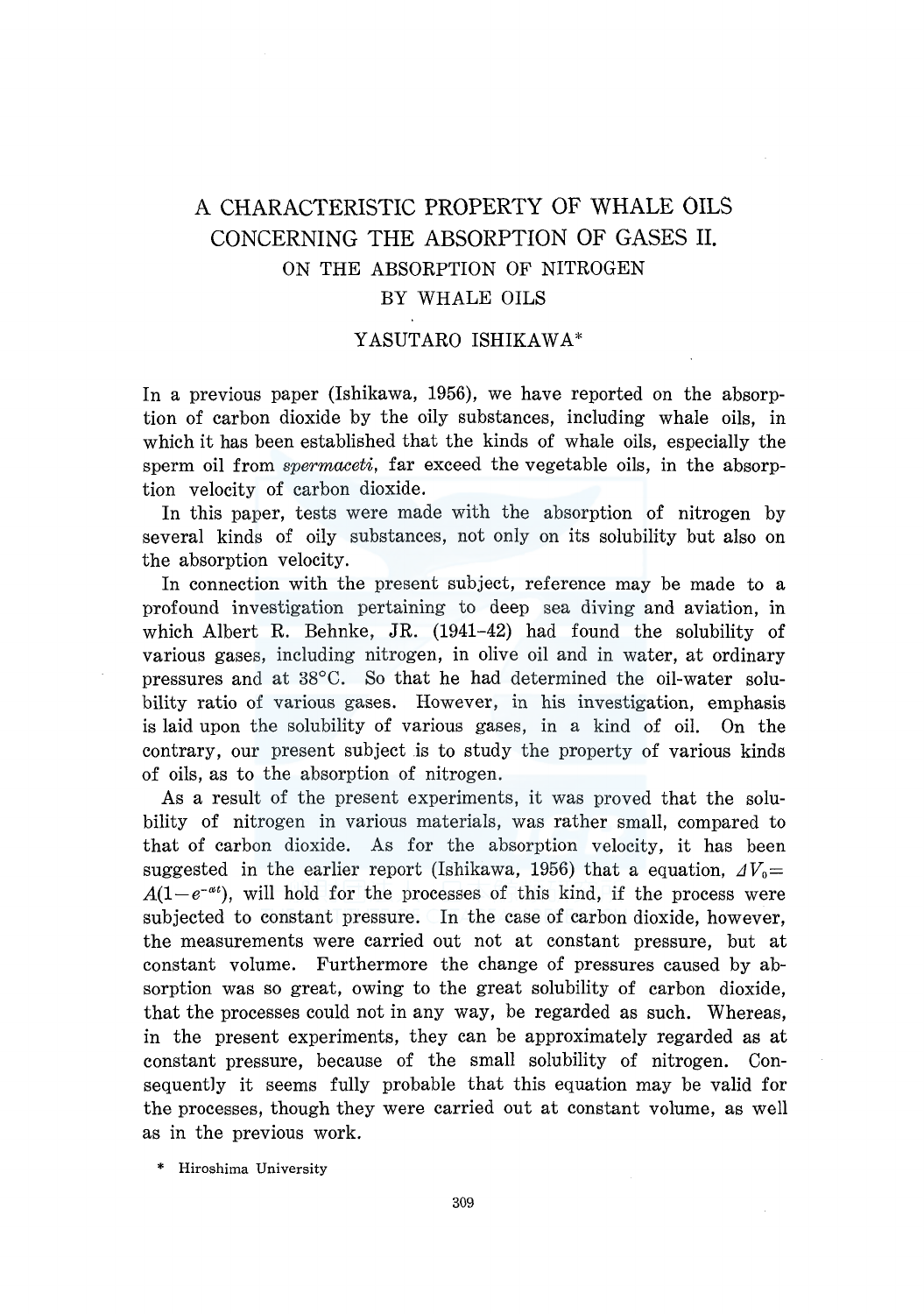# A CHARACTERISTIC PROPERTY OF WHALE OILS CONCERNING THE ABSORPTION OF GASES II.

## ON THE ABSORPTION OF NITROGEN BY WHALE OILS

### YASUTARO ISHIKAWA*

In a previous paper (Ishikawa, 1956), we have reported on the absorption of carbon dioxide by the oily substances, including whale oils, in which it has been established that the kinds of whale oils, especially the sperm oil from *spermaceti*, far exceed the vegetable oils, in the absorption velocity of carbon dioxide.

In this paper, tests were made with the absorption of nitrogen by several kinds of oily substances, not only on its solubility but also on the absorption velocity.

In connection with the present subject, reference may be made to a profound investigation pertaining to deep sea diving and aviation, in which Albert R. Behnke, JR. (1941-42) had found the solubility of various gases, including nitrogen, in olive oil and in water, at ordinary pressures and at 38°C. So that he had determined the oil-water solubility ratio of various gases. However, in his investigation, emphasis is laid upon the solubility of various gases, in a kind of oil. On the contrary, our present subject is to study the property of various kinds of oils, as to the absorption of nitrogen.

As a result of the present experiments, it was proved that the solubility of nitrogen in various materials, was rather small, compared to that of carbon dioxide. As for the absorption velocity, it has been suggested in the earlier report (Ishikawa, 1956) that a equation, $\Delta V_0 = A(1-e^{-\alpha t})$, will hold for the processes of this kind, if the process were subjected to constant pressure. In the case of carbon dioxide, however, the measurements were carried out not at constant pressure, but at constant volume. Furthermore the change of pressures caused by absorption was so great, owing to the great solubility of carbon dioxide, that the processes could not in any way, be regarded as such. Whereas, in the present experiments, they can be approximately regarded as at constant pressure, because of the small solubility of nitrogen. Consequently it seems fully probable that this equation may be valid for the processes, though they were carried out at constant volume, as well as in the previous work.

\* Hiroshima University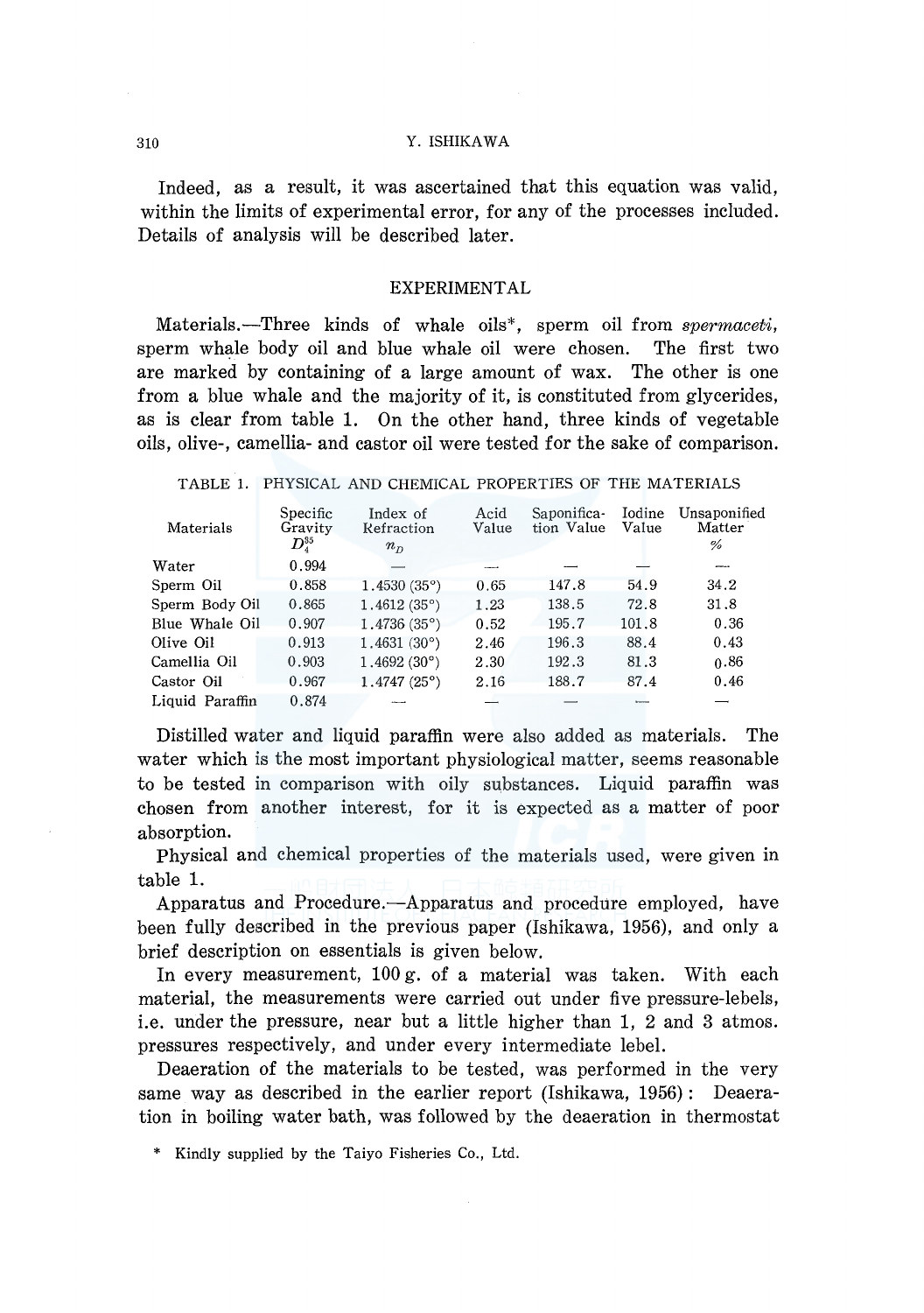Indeed, as a result, it was ascertained that this equation was valid, within the limits of experimental error, for any of the processes included. Details of analysis will be described later.

## EXPERIMENTAL

Materials.—Three kinds of whale oils*, sperm oil from *spermaceti*, sperm whale body oil and blue whale oil were chosen. The first two are marked by containing of a large amount of wax. The other is one from a blue whale and the majority of it, is constituted from glycerides, as is clear from table 1. On the other hand, three kinds of vegetable oils, olive-, camellia- and castor oil were tested for the sake of comparison.

TABLE 1. PHYSICAL AND CHEMICAL PROPERTIES OF THE MATERIALS

| Materials | Specific Gravity $D_4^{35}$ | Index of Refraction $n_D$ | Acid Value | Saponification Value | Iodine Value | Unsaponified Matter % |
|---|---|---|---|---|---|---|
| Water | 0.994 | — | — | — | — | — |
| Sperm Oil | 0.858 | 1.4530 (35°) | 0.65 | 147.8 | 54.9 | 34.2 |
| Sperm Body Oil | 0.865 | 1.4612 (35°) | 1.23 | 138.5 | 72.8 | 31.8 |
| Blue Whale Oil | 0.907 | 1.4736 (35°) | 0.52 | 195.7 | 101.8 | 0.36 |
| Olive Oil | 0.913 | 1.4631 (30°) | 2.46 | 196.3 | 88.4 | 0.43 |
| Camellia Oil | 0.903 | 1.4692 (30°) | 2.30 | 192.3 | 81.3 | 0.86 |
| Castor Oil | 0.967 | 1.4747 (25°) | 2.16 | 188.7 | 87.4 | 0.46 |
| Liquid Paraffin | 0.874 | — | — | — | — | — |

Distilled water and liquid paraffin were also added as materials. The water which is the most important physiological matter, seems reasonable to be tested in comparison with oily substances. Liquid paraffin was chosen from another interest, for it is expected as a matter of poor absorption.

Physical and chemical properties of the materials used, were given in table 1.

Apparatus and Procedure.—Apparatus and procedure employed, have been fully described in the previous paper (Ishikawa, 1956), and only a brief description on essentials is given below.

In every measurement, 100 g. of a material was taken. With each material, the measurements were carried out under five pressure-lebels, i.e. under the pressure, near but a little higher than 1, 2 and 3 atmos. pressures respectively, and under every intermediate lebel.

Deaeration of the materials to be tested, was performed in the very same way as described in the earlier report (Ishikawa, 1956): Deaeration in boiling water bath, was followed by the deaeration in thermostat

* Kindly supplied by the Taiyo Fisheries Co., Ltd.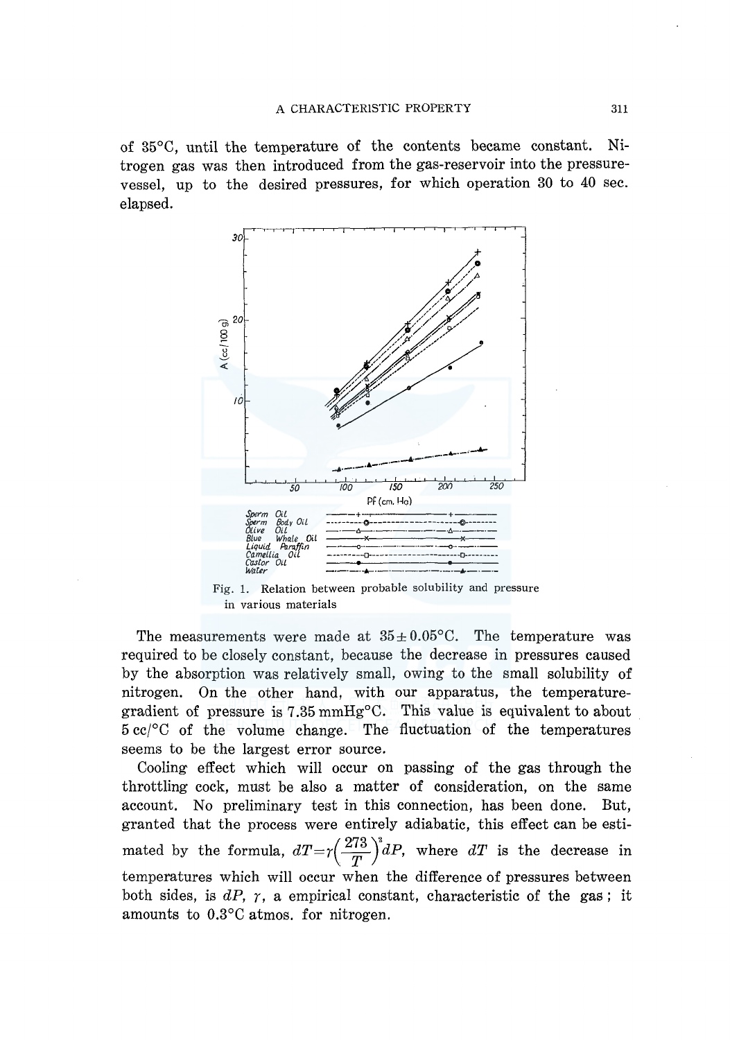of 35°C, until the temperature of the contents became constant. Nitrogen gas was then introduced from the gas-reservoir into the pressure-vessel, up to the desired pressures, for which operation 30 to 40 sec. elapsed.

Fig. 1. Relation between probable solubility and pressure in various materials

The measurements were made at 35±0.05°C. The temperature was required to be closely constant, because the decrease in pressures caused by the absorption was relatively small, owing to the small solubility of nitrogen. On the other hand, with our apparatus, the temperature-gradient of pressure is 7.35 mmHg°C. This value is equivalent to about 5 cc/°C of the volume change. The fluctuation of the temperatures seems to be the largest error source.

Cooling effect which will occur on passing of the gas through the throttling cock, must be also a matter of consideration, on the same account. No preliminary test in this connection, has been done. But, granted that the process were entirely adiabatic, this effect can be estimated by the formula, $dT=\gamma\left(\frac{273}{T}\right)^2 dP$, where $dT$ is the decrease in temperatures which will occur when the difference of pressures between both sides, is $dP$, $\gamma$, a empirical constant, characteristic of the gas; it amounts to 0.3°C atmos. for nitrogen.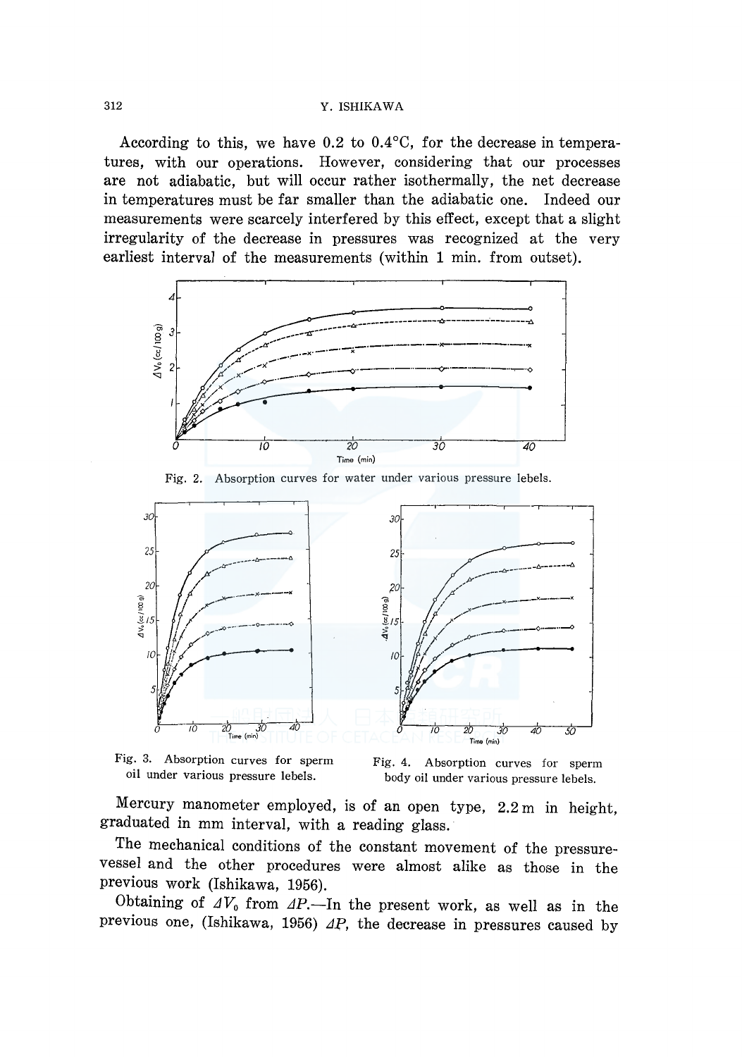According to this, we have 0.2 to 0.4°C, for the decrease in temperatures, with our operations. However, considering that our processes are not adiabatic, but will occur rather isothermally, the net decrease in temperatures must be far smaller than the adiabatic one. Indeed our measurements were scarcely interfered by this effect, except that a slight irregularity of the decrease in pressures was recognized at the very earliest interval of the measurements (within 1 min. from outset).

Fig. 2. Absorption curves for water under various pressure lebels.

Fig. 3. Absorption curves for sperm oil under various pressure lebels.

Fig. 4. Absorption curves for sperm body oil under various pressure lebels.

Mercury manometer employed, is of an open type, 2.2 m in height, graduated in mm interval, with a reading glass.

The mechanical conditions of the constant movement of the pressure-vessel and the other procedures were almost alike as those in the previous work (Ishikawa, 1956).

Obtaining of $\Delta V_0$ from $\Delta P$.—In the present work, as well as in the previous one, (Ishikawa, 1956) $\Delta P$, the decrease in pressures caused by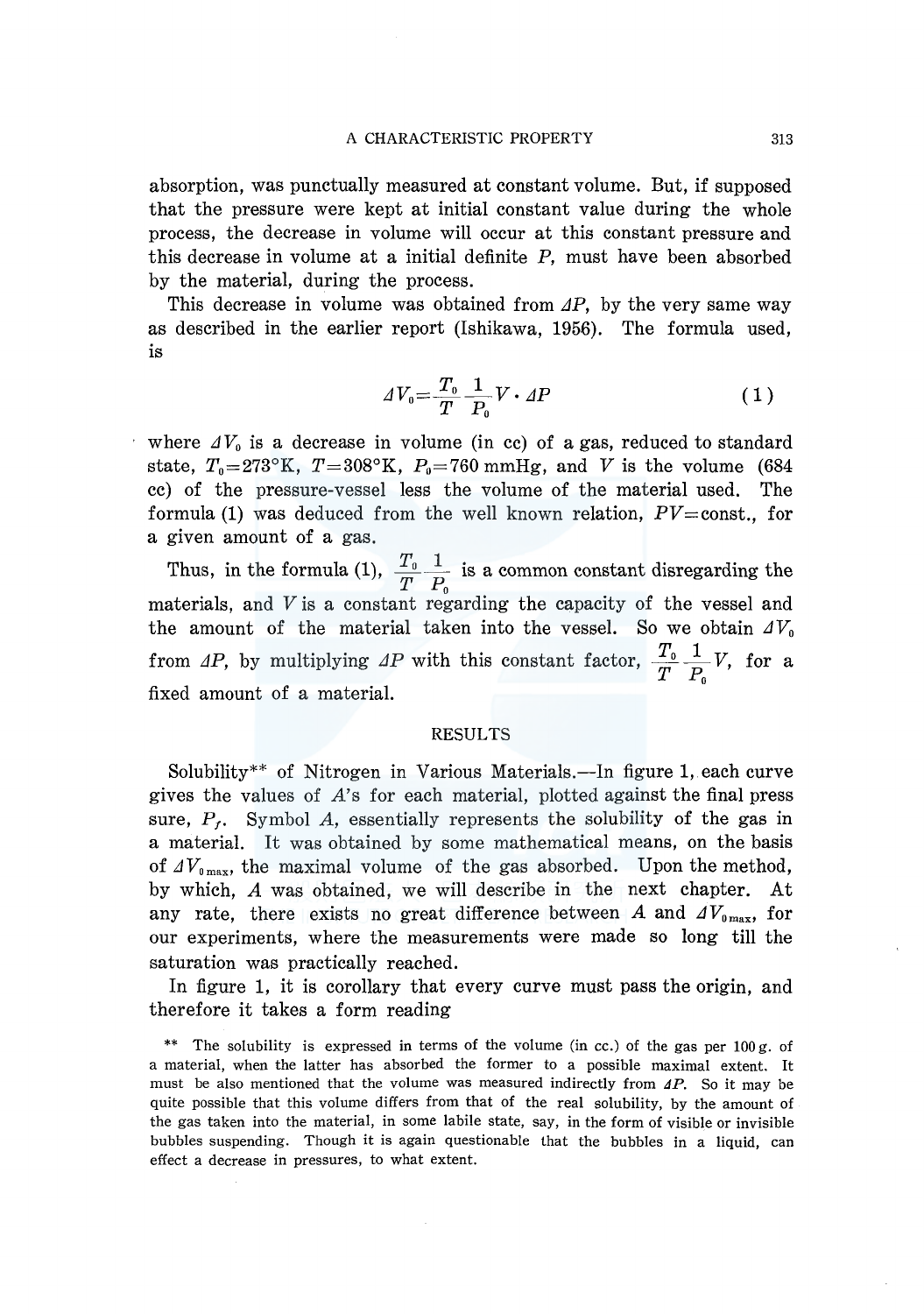absorption, was punctually measured at constant volume. But, if supposed that the pressure were kept at initial constant value during the whole process, the decrease in volume will occur at this constant pressure and this decrease in volume at a initial definite P, must have been absorbed by the material, during the process.

This decrease in volume was obtained from $\Delta P$, by the very same way as described in the earlier report (Ishikawa, 1956). The formula used, is

$$\Delta V_0 = \frac{T_0}{T} \frac{1}{P_0} V \cdot \Delta P \tag{1}$$

where $\Delta V_0$ is a decrease in volume (in cc) of a gas, reduced to standard state, $T_0 = 273°K$, $T = 308°K$, $P_0 = 760$ mmHg, and $V$ is the volume (684 cc) of the pressure-vessel less the volume of the material used. The formula (1) was deduced from the well known relation, $PV$=const., for a given amount of a gas.

Thus, in the formula (1), $\frac{T_0}{T} \frac{1}{P_0}$ is a common constant disregarding the materials, and $V$ is a constant regarding the capacity of the vessel and the amount of the material taken into the vessel. So we obtain $\Delta V_0$ from $\Delta P$, by multiplying $\Delta P$ with this constant factor, $\frac{T_0}{T} \frac{1}{P_0} V$, for a fixed amount of a material.

## RESULTS

Solubility** of Nitrogen in Various Materials.—In figure 1, each curve gives the values of $A$'s for each material, plotted against the final press sure, $P_f$. Symbol $A$, essentially represents the solubility of the gas in a material. It was obtained by some mathematical means, on the basis of $\Delta V_{0\,max}$, the maximal volume of the gas absorbed. Upon the method, by which, $A$ was obtained, we will describe in the next chapter. At any rate, there exists no great difference between $A$ and $\Delta V_{0\,max}$, for our experiments, where the measurements were made so long till the saturation was practically reached.

In figure 1, it is corollary that every curve must pass the origin, and therefore it takes a form reading

** The solubility is expressed in terms of the volume (in cc.) of the gas per 100 g. of a material, when the latter has absorbed the former to a possible maximal extent. It must be also mentioned that the volume was measured indirectly from $\Delta P$. So it may be quite possible that this volume differs from that of the real solubility, by the amount of the gas taken into the material, in some labile state, say, in the form of visible or invisible bubbles suspending. Though it is again questionable that the bubbles in a liquid, can effect a decrease in pressures, to what extent.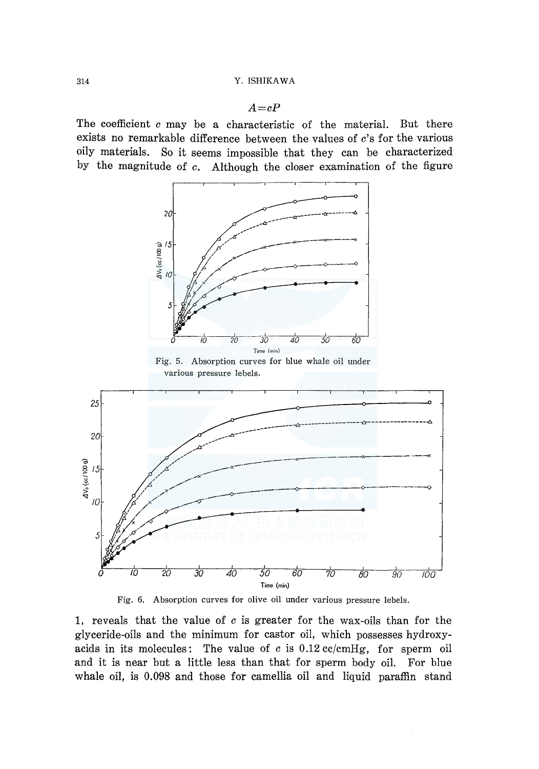$$A = cP$$

The coefficient $c$ may be a characteristic of the material. But there exists no remarkable difference between the values of $c$'s for the various oily materials. So it seems impossible that they can be characterized by the magnitude of $c$. Although the closer examination of the figure

Fig. 5. Absorption curves for blue whale oil under various pressure lebels.

Fig. 6. Absorption curves for olive oil under various pressure lebels.

1, reveals that the value of $c$ is greater for the wax-oils than for the glyceride-oils and the minimum for castor oil, which possesses hydroxy-acids in its molecules: The value of $c$ is 0.12 cc/cmHg, for sperm oil and it is near but a little less than that for sperm body oil. For blue whale oil, is 0.098 and those for camellia oil and liquid paraffin stand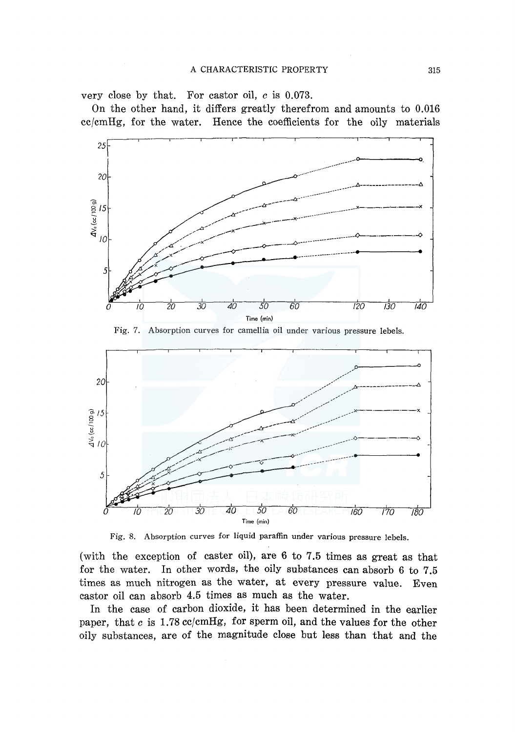very close by that. For castor oil, $c$ is 0.073.

On the other hand, it differs greatly therefrom and amounts to 0.016 cc/cmHg, for the water. Hence the coefficients for the oily materials

Fig. 7. Absorption curves for camellia oil under various pressure lebels.

Fig. 8. Absorption curves for liquid paraffin under various pressure lebels.

(with the exception of caster oil), are 6 to 7.5 times as great as that for the water. In other words, the oily substances can absorb 6 to 7.5 times as much nitrogen as the water, at every pressure value. Even castor oil can absorb 4.5 times as much as the water.

In the case of carbon dioxide, it has been determined in the earlier paper, that $c$ is 1.78 cc/cmHg, for sperm oil, and the values for the other oily substances, are of the magnitude close but less than that and the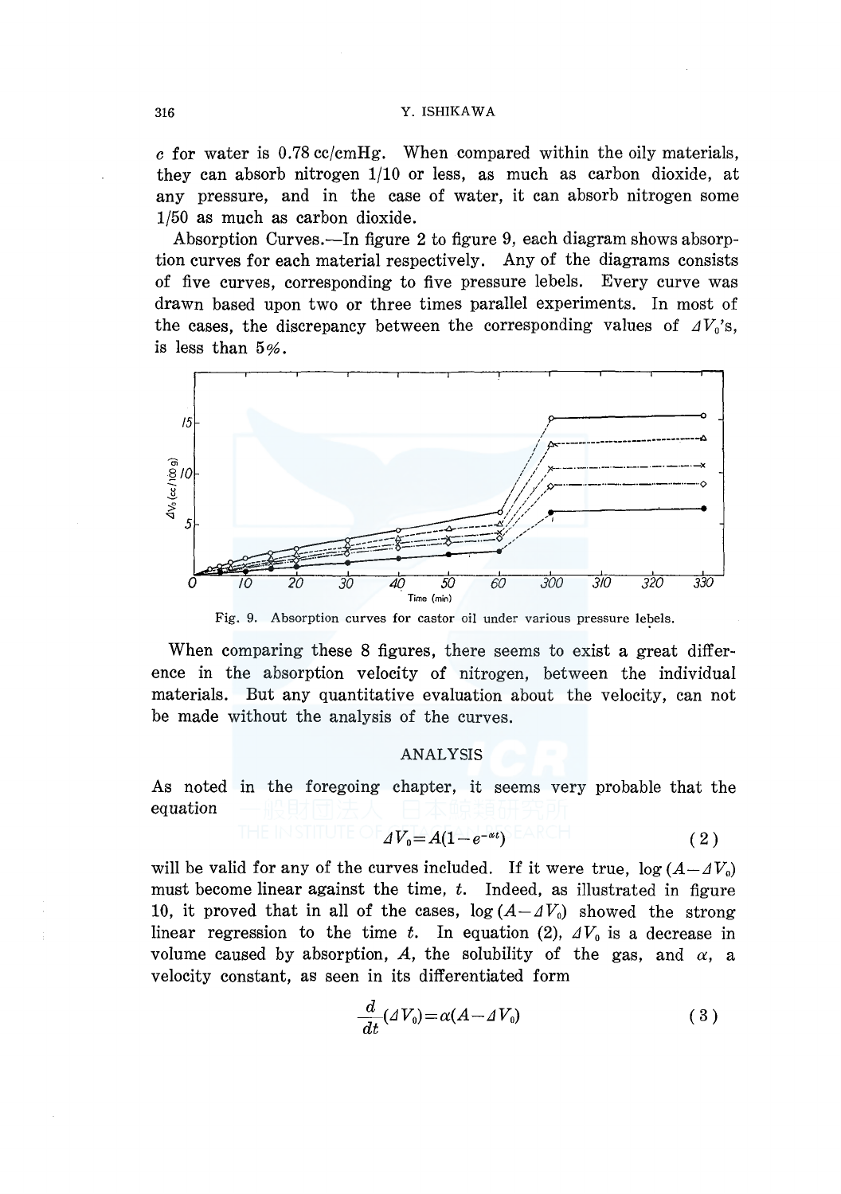$c$ for water is 0.78 cc/cmHg. When compared within the oily materials, they can absorb nitrogen 1/10 or less, as much as carbon dioxide, at any pressure, and in the case of water, it can absorb nitrogen some 1/50 as much as carbon dioxide.

Absorption Curves.—In figure 2 to figure 9, each diagram shows absorption curves for each material respectively. Any of the diagrams consists of five curves, corresponding to five pressure lebels. Every curve was drawn based upon two or three times parallel experiments. In most of the cases, the discrepancy between the corresponding values of $\Delta V_0$'s, is less than 5%.

Fig. 9. Absorption curves for castor oil under various pressure lebels.

When comparing these 8 figures, there seems to exist a great difference in the absorption velocity of nitrogen, between the individual materials. But any quantitative evaluation about the velocity, can not be made without the analysis of the curves.

## ANALYSIS

As noted in the foregoing chapter, it seems very probable that the equation

$$\Delta V_0 = A(1 - e^{-\alpha t}) \qquad (2)$$

will be valid for any of the curves included. If it were true, $\log (A - \Delta V_0)$ must become linear against the time, $t$. Indeed, as illustrated in figure 10, it proved that in all of the cases, $\log (A - \Delta V_0)$ showed the strong linear regression to the time $t$. In equation (2), $\Delta V_0$ is a decrease in volume caused by absorption, $A$, the solubility of the gas, and $\alpha$, a velocity constant, as seen in its differentiated form

$$\frac{d}{dt}(\Delta V_0) = \alpha(A - \Delta V_0) \qquad (3)$$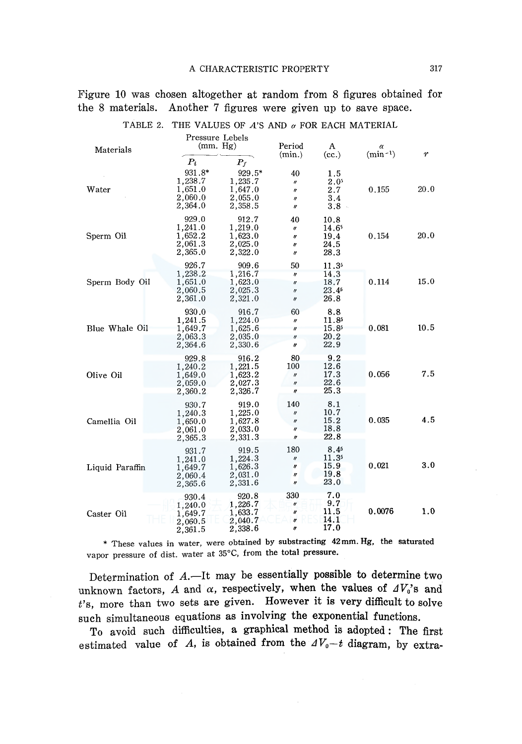Figure 10 was chosen altogether at random from 8 figures obtained for the 8 materials. Another 7 figures were given up to save space.

TABLE 2. THE VALUES OF $A$'S AND $\alpha$ FOR EACH MATERIAL

| Materials | Pressure Lebels (mm. Hg) $P_i$ | $P_f$ | Period (min.) | A (cc.) | $\alpha$ (min$^{-1}$) | $r$ |
|---|---|---|---|---|---|---|
| Water | 931.8* | 929.5* | 40 | 1.5 | 0.155 | 20.0 |
| | 1,238.7 | 1,235.7 | 〃 | 2.0[5] | | |
| | 1,651.0 | 1,647.0 | 〃 | 2.7 | | |
| | 2,060.0 | 2,055.0 | 〃 | 3.4 | | |
| | 2,364.0 | 2,358.5 | 〃 | 3.8 | | |
| Sperm Oil | 929.0 | 912.7 | 40 | 10.8 | 0.154 | 20.0 |
| | 1,241.0 | 1,219.0 | 〃 | 14.6[5] | | |
| | 1,652.2 | 1,623.0 | 〃 | 19.4 | | |
| | 2,061.3 | 2,025.0 | 〃 | 24.5 | | |
| | 2,365.0 | 2,322.0 | 〃 | 28.3 | | |
| Sperm Body Oil | 926.7 | 909.6 | 50 | 11.3[5] | 0.114 | 15.0 |
| | 1,238.2 | 1,216.7 | 〃 | 14.3 | | |
| | 1,651.0 | 1,623.0 | 〃 | 18.7 | | |
| | 2,060.5 | 2,025.3 | 〃 | 23.4[5] | | |
| | 2,361.0 | 2,321.0 | 〃 | 26.8 | | |
| Blue Whale Oil | 930.0 | 916.7 | 60 | 8.8 | 0.081 | 10.5 |
| | 1,241.5 | 1,224.0 | 〃 | 11.8[5] | | |
| | 1,649.7 | 1,625.6 | 〃 | 15.8[5] | | |
| | 2,063.3 | 2,035.0 | 〃 | 20.2 | | |
| | 2,364.6 | 2,330.6 | 〃 | 22.9 | | |
| Olive Oil | 929.8 | 916.2 | 80 | 9.2 | 0.056 | 7.5 |
| | 1,240.2 | 1,221.5 | 100 | 12.6 | | |
| | 1,649.0 | 1,623.2 | 〃 | 17.3 | | |
| | 2,059.0 | 2,027.3 | 〃 | 22.6 | | |
| | 2,360.2 | 2,326.7 | 〃 | 25.3 | | |
| Camellia Oil | 930.7 | 919.0 | 140 | 8.1 | 0.035 | 4.5 |
| | 1,240.3 | 1,225.0 | 〃 | 10.7 | | |
| | 1,650.0 | 1,627.8 | 〃 | 15.2 | | |
| | 2,061.0 | 2,033.0 | 〃 | 18.8 | | |
| | 2,365.3 | 2,331.3 | 〃 | 22.8 | | |
| Liquid Paraffin | 931.7 | 919.5 | 180 | 8.4[5] | 0.021 | 3.0 |
| | 1,241.0 | 1,224.3 | 〃 | 11.3[5] | | |
| | 1,649.7 | 1,626.3 | 〃 | 15.9 | | |
| | 2,060.4 | 2,031.0 | 〃 | 19.8 | | |
| | 2,365.6 | 2,331.6 | 〃 | 23.0 | | |
| Caster Oil | 930.4 | 920.8 | 330 | 7.0 | 0.0076 | 1.0 |
| | 1,240.0 | 1,226.7 | 〃 | 9.7 | | |
| | 1,649.7 | 1,633.7 | 〃 | 11.5 | | |
| | 2,060.5 | 2,040.7 | 〃 | 14.1 | | |
| | 2,361.5 | 2,338.6 | 〃 | 17.0 | | |

\* These values in water, were obtained by substracting 42 mm. Hg, the saturated vapor pressure of dist. water at 35°C, from the total pressure.

Determination of $A$.—It may be essentially possible to determine two unknown factors, $A$ and $\alpha$, respectively, when the values of $\Delta V_0$'s and $t$'s, more than two sets are given. However it is very difficult to solve such simultaneous equations as involving the exponential functions.

To avoid such difficulties, a graphical method is adopted: The first estimated value of $A$, is obtained from the $\Delta V_0 - t$ diagram, by extra-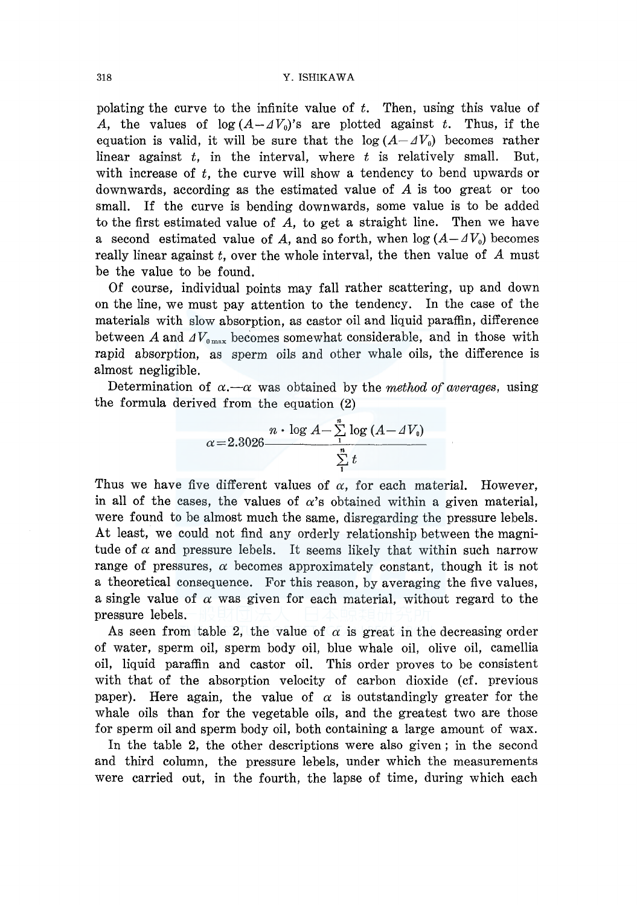polating the curve to the infinite value of $t$. Then, using this value of $A$, the values of $\log(A-\Delta V_0)$'s are plotted against $t$. Thus, if the equation is valid, it will be sure that the $\log(A-\Delta V_0)$ becomes rather linear against $t$, in the interval, where $t$ is relatively small. But, with increase of $t$, the curve will show a tendency to bend upwards or downwards, according as the estimated value of $A$ is too great or too small. If the curve is bending downwards, some value is to be added to the first estimated value of $A$, to get a straight line. Then we have a second estimated value of $A$, and so forth, when $\log(A-\Delta V_0)$ becomes really linear against $t$, over the whole interval, the then value of $A$ must be the value to be found.

Of course, individual points may fall rather scattering, up and down on the line, we must pay attention to the tendency. In the case of the materials with slow absorption, as castor oil and liquid paraffin, difference between $A$ and $\Delta V_{0\,\max}$ becomes somewhat considerable, and in those with rapid absorption, as sperm oils and other whale oils, the difference is almost negligible.

Determination of $\alpha$.—$\alpha$ was obtained by the *method of averages*, using the formula derived from the equation (2)

$$\alpha = 2.3026 \frac{n \cdot \log A - \sum_{1}^{n} \log(A-\Delta V_0)}{\sum_{1}^{n} t}$$

Thus we have five different values of $\alpha$, for each material. However, in all of the cases, the values of $\alpha$'s obtained within a given material, were found to be almost much the same, disregarding the pressure lebels. At least, we could not find any orderly relationship between the magnitude of $\alpha$ and pressure lebels. It seems likely that within such narrow range of pressures, $\alpha$ becomes approximately constant, though it is not a theoretical consequence. For this reason, by averaging the five values, a single value of $\alpha$ was given for each material, without regard to the pressure lebels.

As seen from table 2, the value of $\alpha$ is great in the decreasing order of water, sperm oil, sperm body oil, blue whale oil, olive oil, camellia oil, liquid paraffin and castor oil. This order proves to be consistent with that of the absorption velocity of carbon dioxide (cf. previous paper). Here again, the value of $\alpha$ is outstandingly greater for the whale oils than for the vegetable oils, and the greatest two are those for sperm oil and sperm body oil, both containing a large amount of wax.

In the table 2, the other descriptions were also given; in the second and third column, the pressure lebels, under which the measurements were carried out, in the fourth, the lapse of time, during which each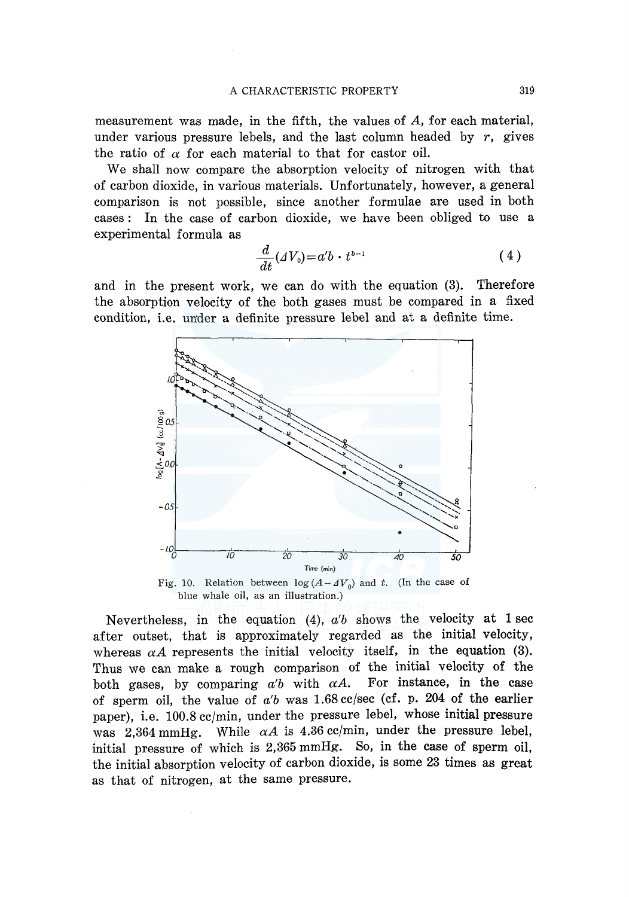measurement was made, in the fifth, the values of $A$, for each material, under various pressure lebels, and the last column headed by $r$, gives the ratio of $\alpha$ for each material to that for castor oil.

We shall now compare the absorption velocity of nitrogen with that of carbon dioxide, in various materials. Unfortunately, however, a general comparison is not possible, since another formulae are used in both cases: In the case of carbon dioxide, we have been obliged to use a experimental formula as

$$\frac{d}{dt}(\Delta V_0) = a'b \cdot t^{b-1} \tag{4}$$

and in the present work, we can do with the equation (3). Therefore the absorption velocity of the both gases must be compared in a fixed condition, i.e. under a definite pressure lebel and at a definite time.

Fig. 10. Relation between $\log(A - \Delta V_0)$ and $t$. (In the case of blue whale oil, as an illustration.)

Nevertheless, in the equation (4), $a'b$ shows the velocity at 1 sec after outset, that is approximately regarded as the initial velocity, whereas $\alpha A$ represents the initial velocity itself, in the equation (3). Thus we can make a rough comparison of the initial velocity of the both gases, by comparing $a'b$ with $\alpha A$. For instance, in the case of sperm oil, the value of $a'b$ was 1.68 cc/sec (cf. p. 204 of the earlier paper), i.e. 100.8 cc/min, under the pressure lebel, whose initial pressure was 2,364 mmHg. While $\alpha A$ is 4.36 cc/min, under the pressure lebel, initial pressure of which is 2,365 mmHg. So, in the case of sperm oil, the initial absorption velocity of carbon dioxide, is some 23 times as great as that of nitrogen, at the same pressure.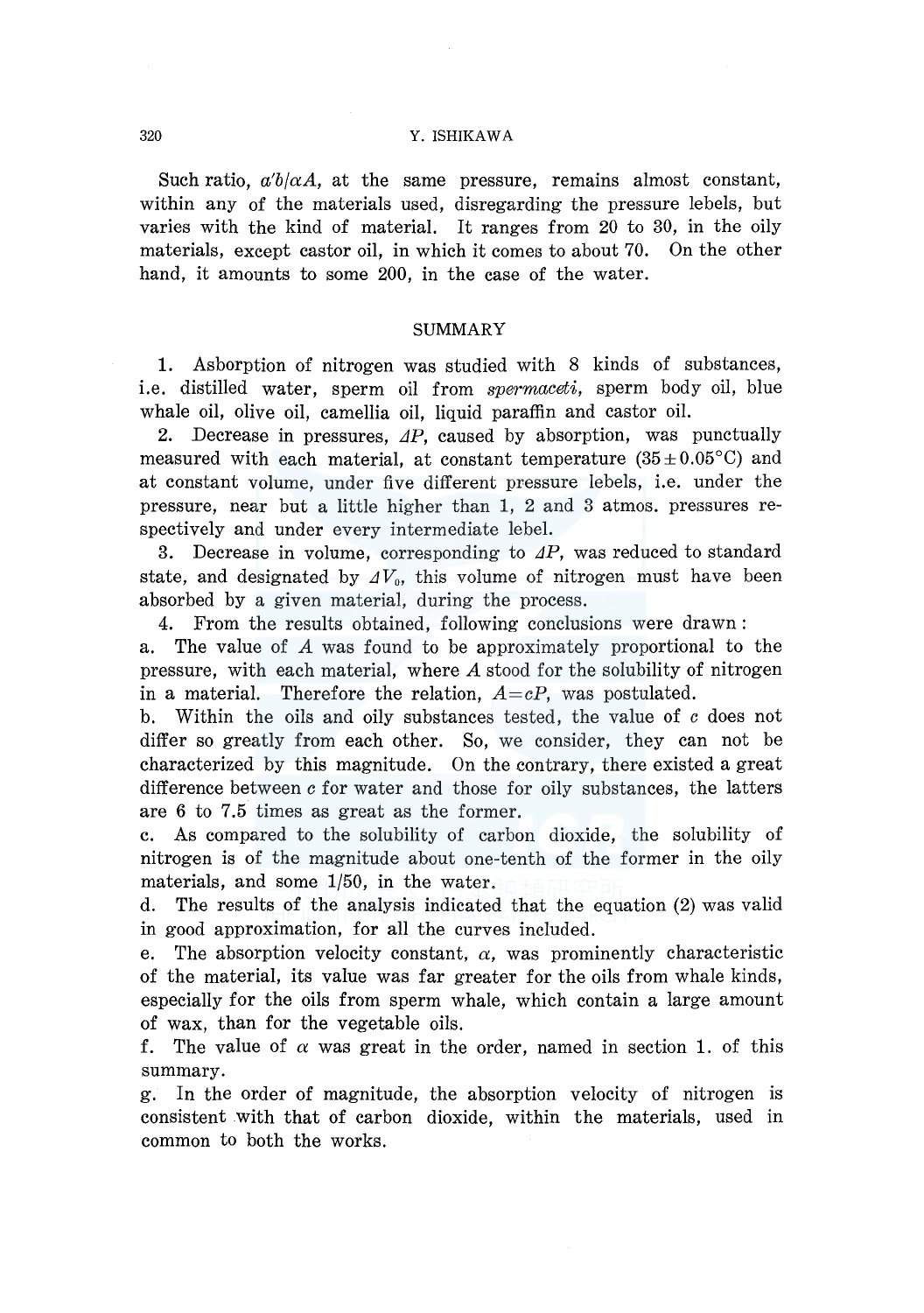Such ratio, $a'b/\alpha A$, at the same pressure, remains almost constant, within any of the materials used, disregarding the pressure lebels, but varies with the kind of material. It ranges from 20 to 30, in the oily materials, except castor oil, in which it comes to about 70. On the other hand, it amounts to some 200, in the case of the water.

## SUMMARY

1. Asborption of nitrogen was studied with 8 kinds of substances, i.e. distilled water, sperm oil from *spermaceti*, sperm body oil, blue whale oil, olive oil, camellia oil, liquid paraffin and castor oil.

2. Decrease in pressures, $\Delta P$, caused by absorption, was punctually measured with each material, at constant temperature ($35 \pm 0.05°C$) and at constant volume, under five different pressure lebels, i.e. under the pressure, near but a little higher than 1, 2 and 3 atmos. pressures respectively and under every intermediate lebel.

3. Decrease in volume, corresponding to $\Delta P$, was reduced to standard state, and designated by $\Delta V_0$, this volume of nitrogen must have been absorbed by a given material, during the process.

4. From the results obtained, following conclusions were drawn:

a. The value of $A$ was found to be approximately proportional to the pressure, with each material, where $A$ stood for the solubility of nitrogen in a material. Therefore the relation, $A = cP$, was postulated.

b. Within the oils and oily substances tested, the value of $c$ does not differ so greatly from each other. So, we consider, they can not be characterized by this magnitude. On the contrary, there existed a great difference between $c$ for water and those for oily substances, the latters are 6 to 7.5 times as great as the former.

c. As compared to the solubility of carbon dioxide, the solubility of nitrogen is of the magnitude about one-tenth of the former in the oily materials, and some 1/50, in the water.

d. The results of the analysis indicated that the equation (2) was valid in good approximation, for all the curves included.

e. The absorption velocity constant, $\alpha$, was prominently characteristic of the material, its value was far greater for the oils from whale kinds, especially for the oils from sperm whale, which contain a large amount of wax, than for the vegetable oils.

f. The value of $\alpha$ was great in the order, named in section 1. of this summary.

g. In the order of magnitude, the absorption velocity of nitrogen is consistent with that of carbon dioxide, within the materials, used in common to both the works.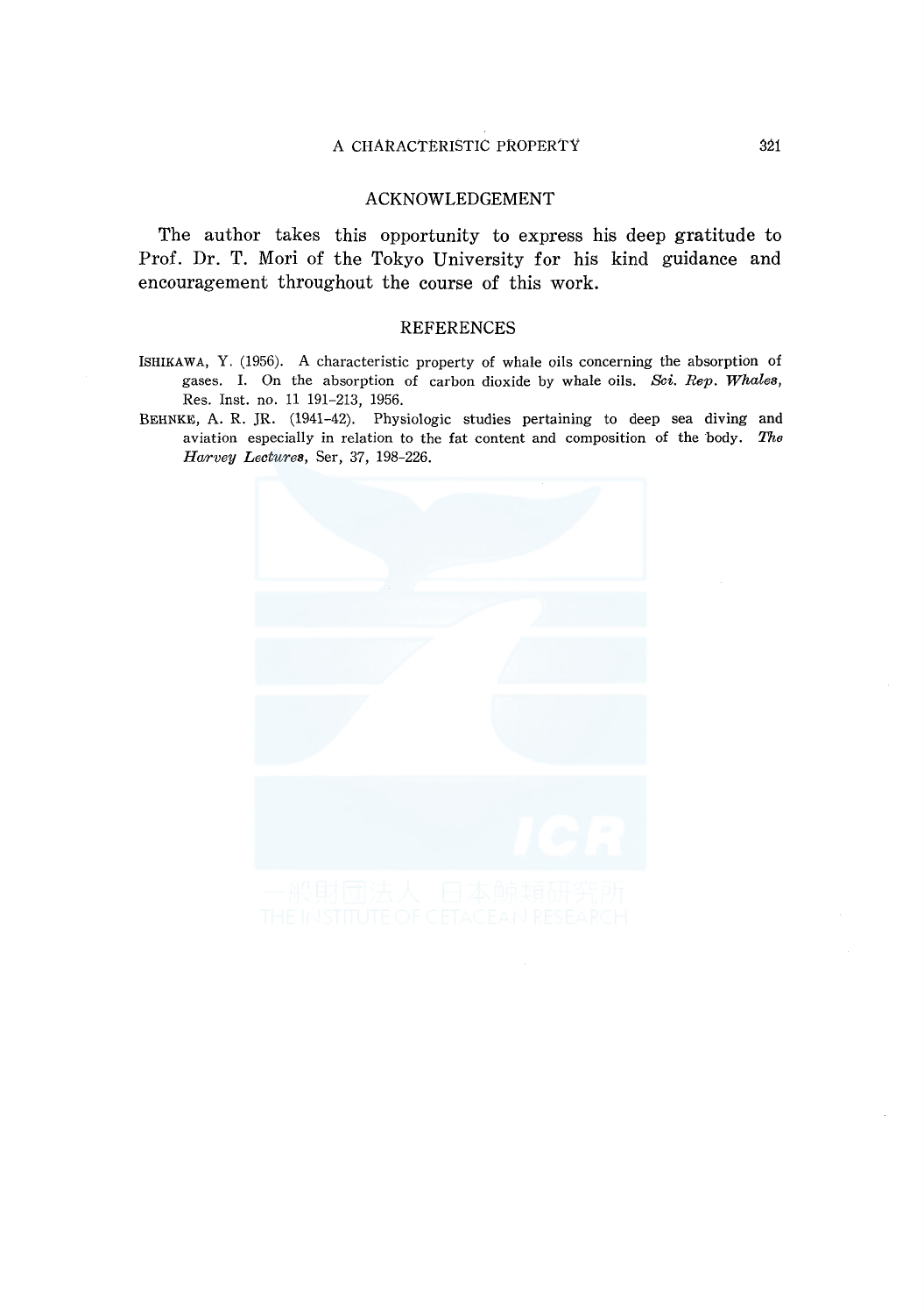## ACKNOWLEDGEMENT

The author takes this opportunity to express his deep gratitude to Prof. Dr. T. Mori of the Tokyo University for his kind guidance and encouragement throughout the course of this work.

## REFERENCES

ISHIKAWA, Y. (1956). A characteristic property of whale oils concerning the absorption of gases. I. On the absorption of carbon dioxide by whale oils. *Sci. Rep. Whales*, Res. Inst. no. 11 191-213, 1956.

BEHNKE, A. R. JR. (1941-42). Physiologic studies pertaining to deep sea diving and aviation especially in relation to the fat content and composition of the body. *The Harvey Lectures*, Ser, 37, 198-226.